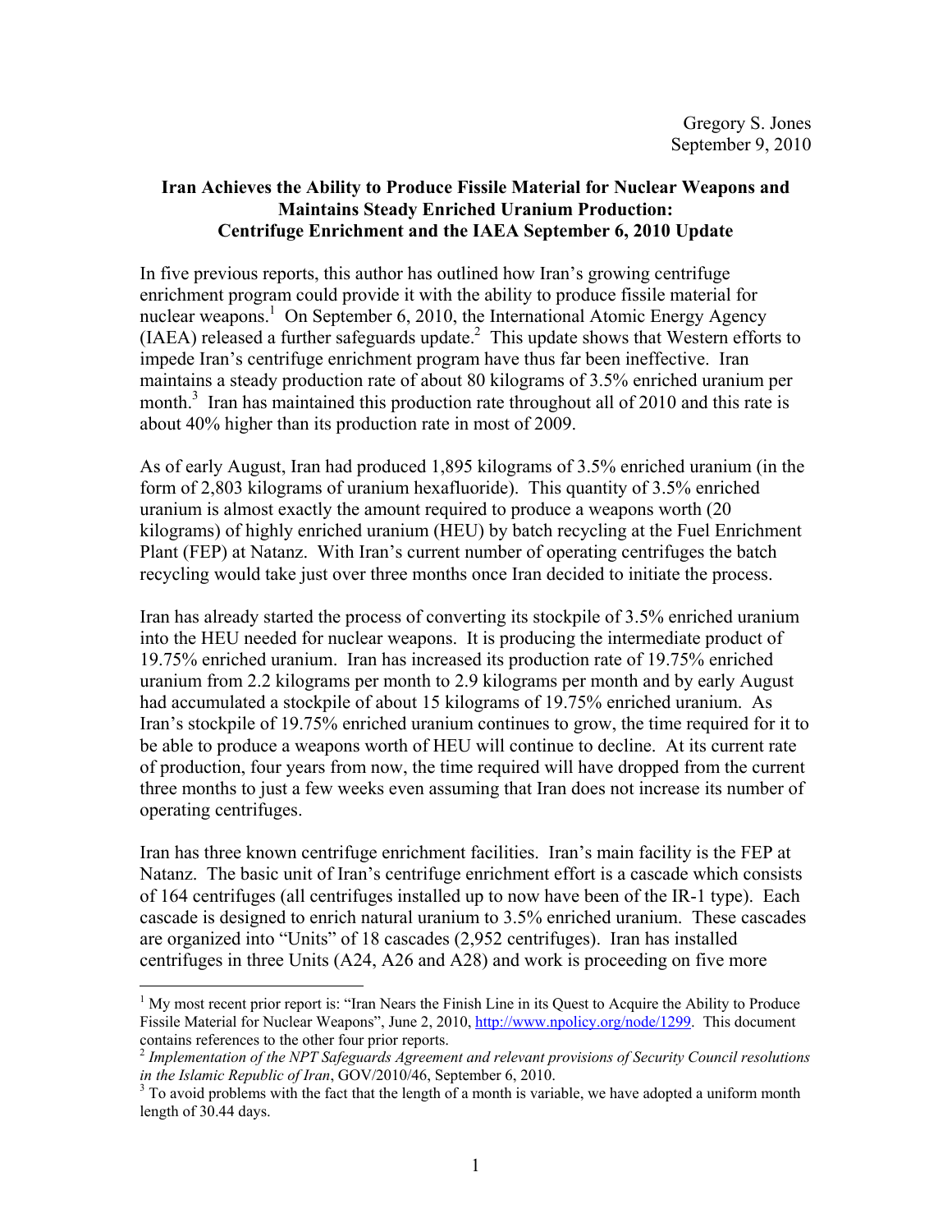Gregory S. Jones
September 9, 2010

**Iran Achieves the Ability to Produce Fissile Material for Nuclear Weapons and Maintains Steady Enriched Uranium Production: Centrifuge Enrichment and the IAEA September 6, 2010 Update**

In five previous reports, this author has outlined how Iran's growing centrifuge enrichment program could provide it with the ability to produce fissile material for nuclear weapons.[1] On September 6, 2010, the International Atomic Energy Agency (IAEA) released a further safeguards update.[2] This update shows that Western efforts to impede Iran's centrifuge enrichment program have thus far been ineffective. Iran maintains a steady production rate of about 80 kilograms of 3.5% enriched uranium per month.[3] Iran has maintained this production rate throughout all of 2010 and this rate is about 40% higher than its production rate in most of 2009.

As of early August, Iran had produced 1,895 kilograms of 3.5% enriched uranium (in the form of 2,803 kilograms of uranium hexafluoride). This quantity of 3.5% enriched uranium is almost exactly the amount required to produce a weapons worth (20 kilograms) of highly enriched uranium (HEU) by batch recycling at the Fuel Enrichment Plant (FEP) at Natanz. With Iran's current number of operating centrifuges the batch recycling would take just over three months once Iran decided to initiate the process.

Iran has already started the process of converting its stockpile of 3.5% enriched uranium into the HEU needed for nuclear weapons. It is producing the intermediate product of 19.75% enriched uranium. Iran has increased its production rate of 19.75% enriched uranium from 2.2 kilograms per month to 2.9 kilograms per month and by early August had accumulated a stockpile of about 15 kilograms of 19.75% enriched uranium. As Iran's stockpile of 19.75% enriched uranium continues to grow, the time required for it to be able to produce a weapons worth of HEU will continue to decline. At its current rate of production, four years from now, the time required will have dropped from the current three months to just a few weeks even assuming that Iran does not increase its number of operating centrifuges.

Iran has three known centrifuge enrichment facilities. Iran's main facility is the FEP at Natanz. The basic unit of Iran's centrifuge enrichment effort is a cascade which consists of 164 centrifuges (all centrifuges installed up to now have been of the IR-1 type). Each cascade is designed to enrich natural uranium to 3.5% enriched uranium. These cascades are organized into "Units" of 18 cascades (2,952 centrifuges). Iran has installed centrifuges in three Units (A24, A26 and A28) and work is proceeding on five more

---

[1] My most recent prior report is: "Iran Nears the Finish Line in its Quest to Acquire the Ability to Produce Fissile Material for Nuclear Weapons", June 2, 2010, http://www.npolicy.org/node/1299. This document contains references to the other four prior reports.

[2] *Implementation of the NPT Safeguards Agreement and relevant provisions of Security Council resolutions in the Islamic Republic of Iran*, GOV/2010/46, September 6, 2010.

[3] To avoid problems with the fact that the length of a month is variable, we have adopted a uniform month length of 30.44 days.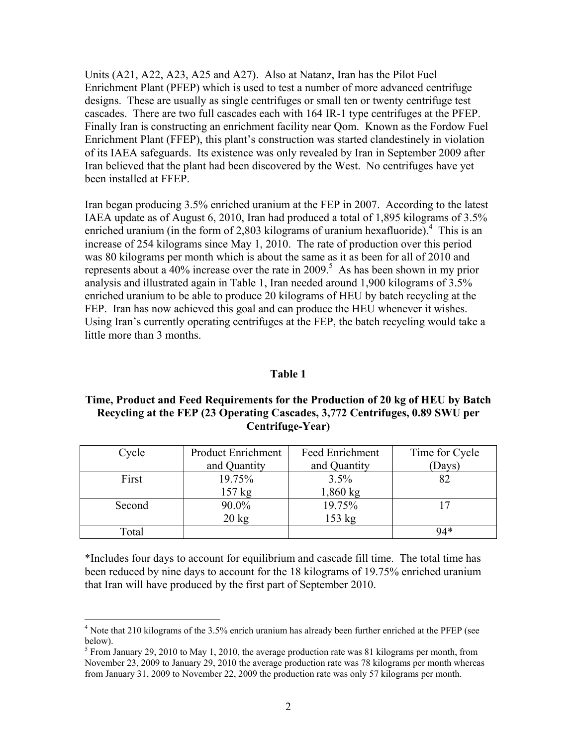Units (A21, A22, A23, A25 and A27). Also at Natanz, Iran has the Pilot Fuel Enrichment Plant (PFEP) which is used to test a number of more advanced centrifuge designs. These are usually as single centrifuges or small ten or twenty centrifuge test cascades. There are two full cascades each with 164 IR-1 type centrifuges at the PFEP. Finally Iran is constructing an enrichment facility near Qom. Known as the Fordow Fuel Enrichment Plant (FFEP), this plant's construction was started clandestinely in violation of its IAEA safeguards. Its existence was only revealed by Iran in September 2009 after Iran believed that the plant had been discovered by the West. No centrifuges have yet been installed at FFEP.

Iran began producing 3.5% enriched uranium at the FEP in 2007. According to the latest IAEA update as of August 6, 2010, Iran had produced a total of 1,895 kilograms of 3.5% enriched uranium (in the form of 2,803 kilograms of uranium hexafluoride).[4] This is an increase of 254 kilograms since May 1, 2010. The rate of production over this period was 80 kilograms per month which is about the same as it as been for all of 2010 and represents about a 40% increase over the rate in 2009.[5] As has been shown in my prior analysis and illustrated again in Table 1, Iran needed around 1,900 kilograms of 3.5% enriched uranium to be able to produce 20 kilograms of HEU by batch recycling at the FEP. Iran has now achieved this goal and can produce the HEU whenever it wishes. Using Iran's currently operating centrifuges at the FEP, the batch recycling would take a little more than 3 months.

**Table 1**

**Time, Product and Feed Requirements for the Production of 20 kg of HEU by Batch Recycling at the FEP (23 Operating Cascades, 3,772 Centrifuges, 0.89 SWU per Centrifuge-Year)**

| Cycle | Product Enrichment and Quantity | Feed Enrichment and Quantity | Time for Cycle (Days) |
|---|---|---|---|
| First | 19.75% 157 kg | 3.5% 1,860 kg | 82 |
| Second | 90.0% 20 kg | 19.75% 153 kg | 17 |
| Total | | | 94* |

*Includes four days to account for equilibrium and cascade fill time. The total time has been reduced by nine days to account for the 18 kilograms of 19.75% enriched uranium that Iran will have produced by the first part of September 2010.

---

[4] Note that 210 kilograms of the 3.5% enrich uranium has already been further enriched at the PFEP (see below).

[5] From January 29, 2010 to May 1, 2010, the average production rate was 81 kilograms per month, from November 23, 2009 to January 29, 2010 the average production rate was 78 kilograms per month whereas from January 31, 2009 to November 22, 2009 the production rate was only 57 kilograms per month.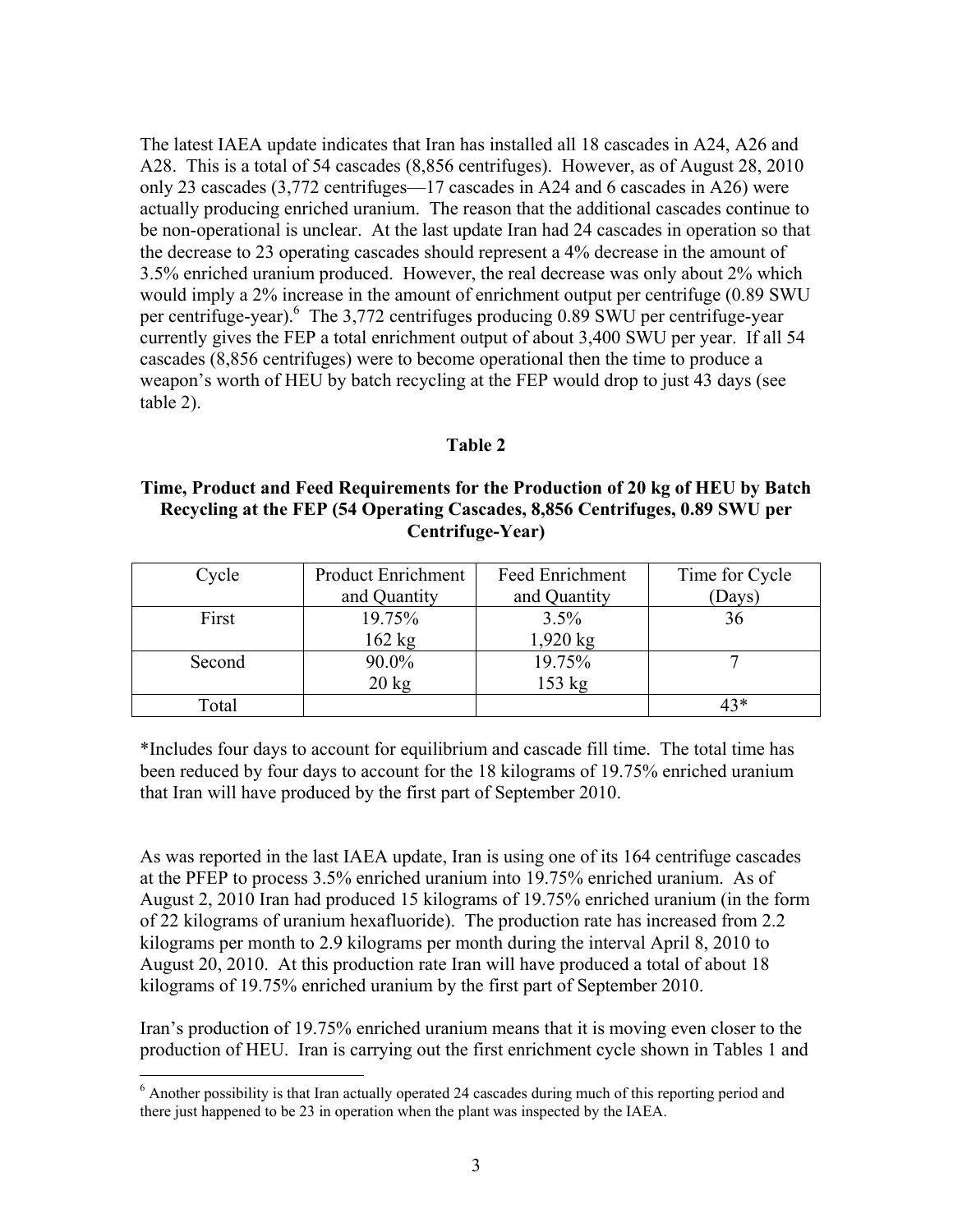The latest IAEA update indicates that Iran has installed all 18 cascades in A24, A26 and A28. This is a total of 54 cascades (8,856 centrifuges). However, as of August 28, 2010 only 23 cascades (3,772 centrifuges—17 cascades in A24 and 6 cascades in A26) were actually producing enriched uranium. The reason that the additional cascades continue to be non-operational is unclear. At the last update Iran had 24 cascades in operation so that the decrease to 23 operating cascades should represent a 4% decrease in the amount of 3.5% enriched uranium produced. However, the real decrease was only about 2% which would imply a 2% increase in the amount of enrichment output per centrifuge (0.89 SWU per centrifuge-year).[6] The 3,772 centrifuges producing 0.89 SWU per centrifuge-year currently gives the FEP a total enrichment output of about 3,400 SWU per year. If all 54 cascades (8,856 centrifuges) were to become operational then the time to produce a weapon's worth of HEU by batch recycling at the FEP would drop to just 43 days (see table 2).

**Table 2**

**Time, Product and Feed Requirements for the Production of 20 kg of HEU by Batch Recycling at the FEP (54 Operating Cascades, 8,856 Centrifuges, 0.89 SWU per Centrifuge-Year)**

| Cycle | Product Enrichment and Quantity | Feed Enrichment and Quantity | Time for Cycle (Days) |
|---|---|---|---|
| First | 19.75%<br>162 kg | 3.5%<br>1,920 kg | 36 |
| Second | 90.0%<br>20 kg | 19.75%<br>153 kg | 7 |
| Total | | | 43* |

*Includes four days to account for equilibrium and cascade fill time. The total time has been reduced by four days to account for the 18 kilograms of 19.75% enriched uranium that Iran will have produced by the first part of September 2010.

As was reported in the last IAEA update, Iran is using one of its 164 centrifuge cascades at the PFEP to process 3.5% enriched uranium into 19.75% enriched uranium. As of August 2, 2010 Iran had produced 15 kilograms of 19.75% enriched uranium (in the form of 22 kilograms of uranium hexafluoride). The production rate has increased from 2.2 kilograms per month to 2.9 kilograms per month during the interval April 8, 2010 to August 20, 2010. At this production rate Iran will have produced a total of about 18 kilograms of 19.75% enriched uranium by the first part of September 2010.

Iran's production of 19.75% enriched uranium means that it is moving even closer to the production of HEU. Iran is carrying out the first enrichment cycle shown in Tables 1 and

[6] Another possibility is that Iran actually operated 24 cascades during much of this reporting period and there just happened to be 23 in operation when the plant was inspected by the IAEA.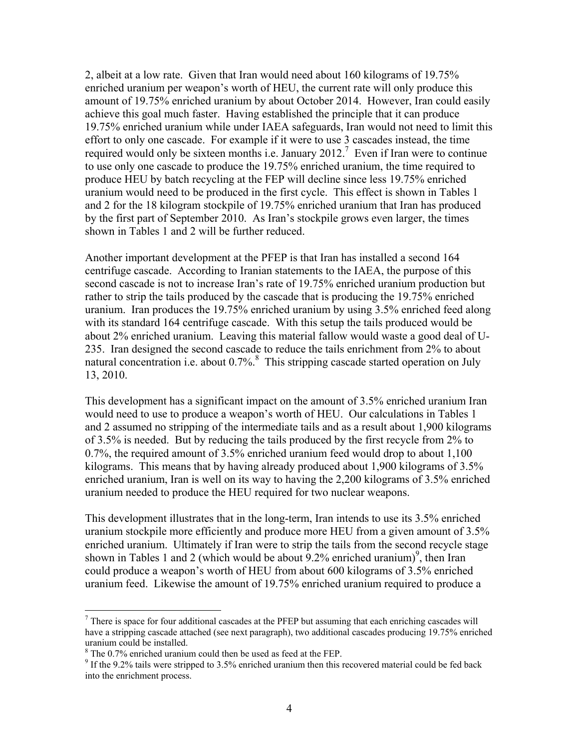2, albeit at a low rate. Given that Iran would need about 160 kilograms of 19.75% enriched uranium per weapon's worth of HEU, the current rate will only produce this amount of 19.75% enriched uranium by about October 2014. However, Iran could easily achieve this goal much faster. Having established the principle that it can produce 19.75% enriched uranium while under IAEA safeguards, Iran would not need to limit this effort to only one cascade. For example if it were to use 3 cascades instead, the time required would only be sixteen months i.e. January 2012.[7] Even if Iran were to continue to use only one cascade to produce the 19.75% enriched uranium, the time required to produce HEU by batch recycling at the FEP will decline since less 19.75% enriched uranium would need to be produced in the first cycle. This effect is shown in Tables 1 and 2 for the 18 kilogram stockpile of 19.75% enriched uranium that Iran has produced by the first part of September 2010. As Iran's stockpile grows even larger, the times shown in Tables 1 and 2 will be further reduced.

Another important development at the PFEP is that Iran has installed a second 164 centrifuge cascade. According to Iranian statements to the IAEA, the purpose of this second cascade is not to increase Iran's rate of 19.75% enriched uranium production but rather to strip the tails produced by the cascade that is producing the 19.75% enriched uranium. Iran produces the 19.75% enriched uranium by using 3.5% enriched feed along with its standard 164 centrifuge cascade. With this setup the tails produced would be about 2% enriched uranium. Leaving this material fallow would waste a good deal of U-235. Iran designed the second cascade to reduce the tails enrichment from 2% to about natural concentration i.e. about 0.7%.[8] This stripping cascade started operation on July 13, 2010.

This development has a significant impact on the amount of 3.5% enriched uranium Iran would need to use to produce a weapon's worth of HEU. Our calculations in Tables 1 and 2 assumed no stripping of the intermediate tails and as a result about 1,900 kilograms of 3.5% is needed. But by reducing the tails produced by the first recycle from 2% to 0.7%, the required amount of 3.5% enriched uranium feed would drop to about 1,100 kilograms. This means that by having already produced about 1,900 kilograms of 3.5% enriched uranium, Iran is well on its way to having the 2,200 kilograms of 3.5% enriched uranium needed to produce the HEU required for two nuclear weapons.

This development illustrates that in the long-term, Iran intends to use its 3.5% enriched uranium stockpile more efficiently and produce more HEU from a given amount of 3.5% enriched uranium. Ultimately if Iran were to strip the tails from the second recycle stage shown in Tables 1 and 2 (which would be about 9.2% enriched uranium)[9], then Iran could produce a weapon's worth of HEU from about 600 kilograms of 3.5% enriched uranium feed. Likewise the amount of 19.75% enriched uranium required to produce a

---

[7] There is space for four additional cascades at the PFEP but assuming that each enriching cascades will have a stripping cascade attached (see next paragraph), two additional cascades producing 19.75% enriched uranium could be installed.

[8] The 0.7% enriched uranium could then be used as feed at the FEP.

[9] If the 9.2% tails were stripped to 3.5% enriched uranium then this recovered material could be fed back into the enrichment process.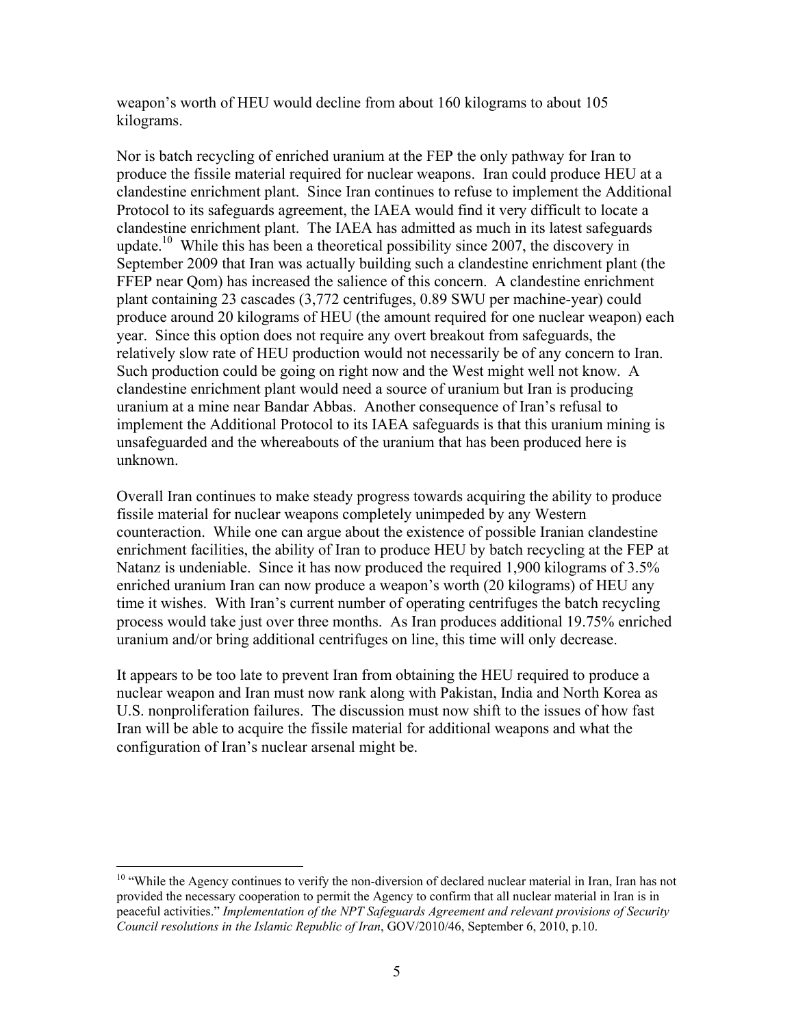weapon's worth of HEU would decline from about 160 kilograms to about 105 kilograms.

Nor is batch recycling of enriched uranium at the FEP the only pathway for Iran to produce the fissile material required for nuclear weapons. Iran could produce HEU at a clandestine enrichment plant. Since Iran continues to refuse to implement the Additional Protocol to its safeguards agreement, the IAEA would find it very difficult to locate a clandestine enrichment plant. The IAEA has admitted as much in its latest safeguards update.[10] While this has been a theoretical possibility since 2007, the discovery in September 2009 that Iran was actually building such a clandestine enrichment plant (the FFEP near Qom) has increased the salience of this concern. A clandestine enrichment plant containing 23 cascades (3,772 centrifuges, 0.89 SWU per machine-year) could produce around 20 kilograms of HEU (the amount required for one nuclear weapon) each year. Since this option does not require any overt breakout from safeguards, the relatively slow rate of HEU production would not necessarily be of any concern to Iran. Such production could be going on right now and the West might well not know. A clandestine enrichment plant would need a source of uranium but Iran is producing uranium at a mine near Bandar Abbas. Another consequence of Iran's refusal to implement the Additional Protocol to its IAEA safeguards is that this uranium mining is unsafeguarded and the whereabouts of the uranium that has been produced here is unknown.

Overall Iran continues to make steady progress towards acquiring the ability to produce fissile material for nuclear weapons completely unimpeded by any Western counteraction. While one can argue about the existence of possible Iranian clandestine enrichment facilities, the ability of Iran to produce HEU by batch recycling at the FEP at Natanz is undeniable. Since it has now produced the required 1,900 kilograms of 3.5% enriched uranium Iran can now produce a weapon's worth (20 kilograms) of HEU any time it wishes. With Iran's current number of operating centrifuges the batch recycling process would take just over three months. As Iran produces additional 19.75% enriched uranium and/or bring additional centrifuges on line, this time will only decrease.

It appears to be too late to prevent Iran from obtaining the HEU required to produce a nuclear weapon and Iran must now rank along with Pakistan, India and North Korea as U.S. nonproliferation failures. The discussion must now shift to the issues of how fast Iran will be able to acquire the fissile material for additional weapons and what the configuration of Iran's nuclear arsenal might be.

---

[10] "While the Agency continues to verify the non-diversion of declared nuclear material in Iran, Iran has not provided the necessary cooperation to permit the Agency to confirm that all nuclear material in Iran is in peaceful activities." *Implementation of the NPT Safeguards Agreement and relevant provisions of Security Council resolutions in the Islamic Republic of Iran*, GOV/2010/46, September 6, 2010, p.10.